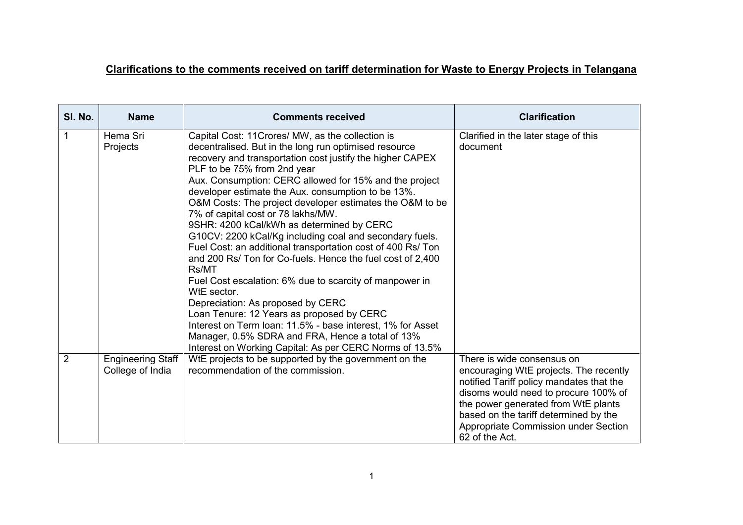**Clarifications to the comments received on tariff determination for Waste to Energy Projects in Telangana**

| Sl. No. | Name | Comments received | Clarification |
|---|---|---|---|
| 1 | Hema Sri Projects | Capital Cost: 11Crores/ MW, as the collection is decentralised. But in the long run optimised resource recovery and transportation cost justify the higher CAPEX<br>PLF to be 75% from 2nd year<br>Aux. Consumption: CERC allowed for 15% and the project developer estimate the Aux. consumption to be 13%.<br>O&M Costs: The project developer estimates the O&M to be 7% of capital cost or 78 lakhs/MW.<br>9SHR: 4200 kCal/kWh as determined by CERC<br>G10CV: 2200 kCal/Kg including coal and secondary fuels.<br>Fuel Cost: an additional transportation cost of 400 Rs/ Ton and 200 Rs/ Ton for Co-fuels. Hence the fuel cost of 2,400 Rs/MT<br>Fuel Cost escalation: 6% due to scarcity of manpower in WtE sector.<br>Depreciation: As proposed by CERC<br>Loan Tenure: 12 Years as proposed by CERC<br>Interest on Term loan: 11.5% - base interest, 1% for Asset Manager, 0.5% SDRA and FRA, Hence a total of 13%<br>Interest on Working Capital: As per CERC Norms of 13.5% | Clarified in the later stage of this document |
| 2 | Engineering Staff College of India | WtE projects to be supported by the government on the recommendation of the commission. | There is wide consensus on encouraging WtE projects. The recently notified Tariff policy mandates that the disoms would need to procure 100% of the power generated from WtE plants based on the tariff determined by the Appropriate Commission under Section 62 of the Act. |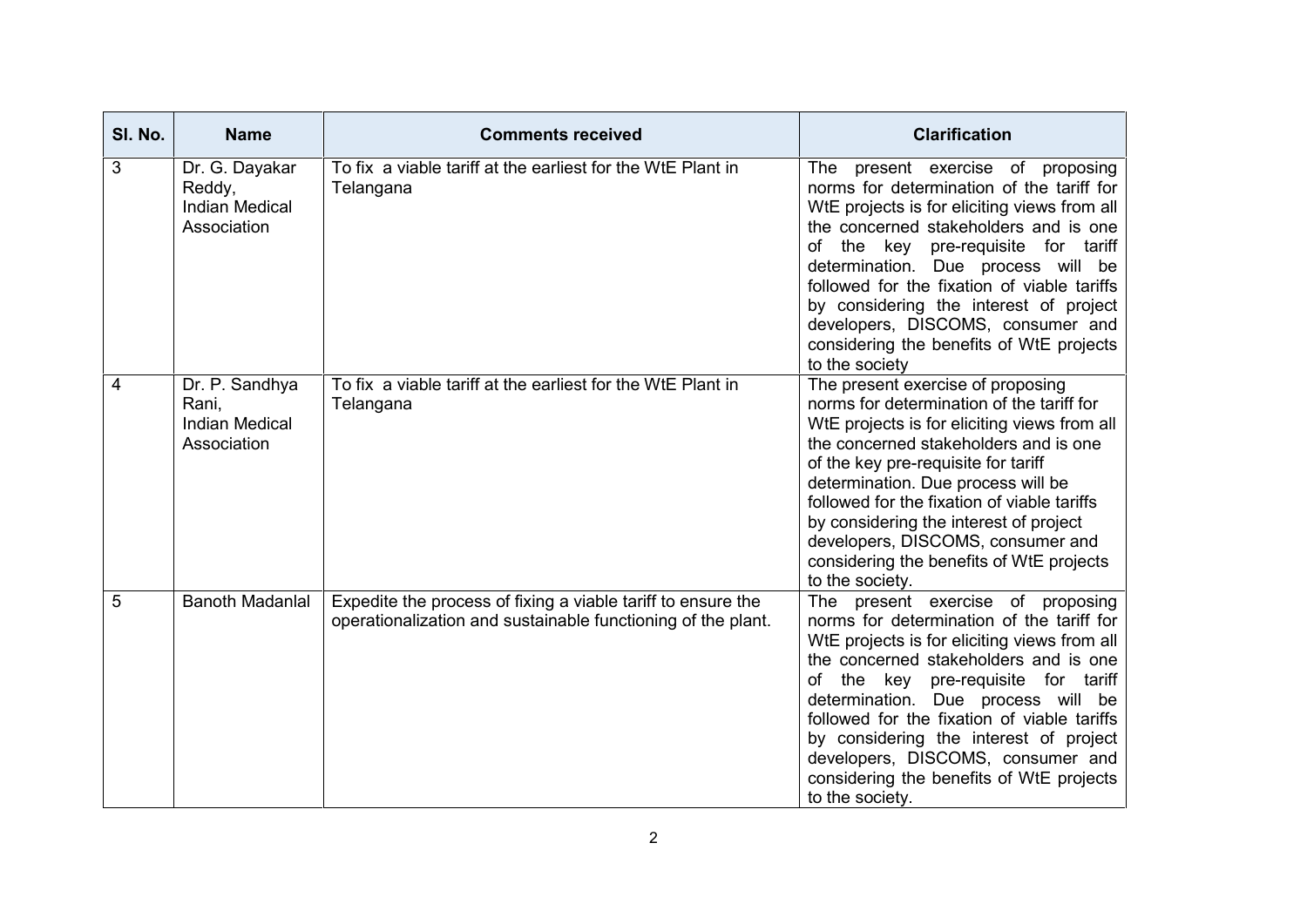| Sl. No. | Name | Comments received | Clarification |
|---|---|---|---|
| 3 | Dr. G. Dayakar Reddy, Indian Medical Association | To fix a viable tariff at the earliest for the WtE Plant in Telangana | The present exercise of proposing norms for determination of the tariff for WtE projects is for eliciting views from all the concerned stakeholders and is one of the key pre-requisite for tariff determination. Due process will be followed for the fixation of viable tariffs by considering the interest of project developers, DISCOMS, consumer and considering the benefits of WtE projects to the society |
| 4 | Dr. P. Sandhya Rani, Indian Medical Association | To fix a viable tariff at the earliest for the WtE Plant in Telangana | The present exercise of proposing norms for determination of the tariff for WtE projects is for eliciting views from all the concerned stakeholders and is one of the key pre-requisite for tariff determination. Due process will be followed for the fixation of viable tariffs by considering the interest of project developers, DISCOMS, consumer and considering the benefits of WtE projects to the society. |
| 5 | Banoth Madanlal | Expedite the process of fixing a viable tariff to ensure the operationalization and sustainable functioning of the plant. | The present exercise of proposing norms for determination of the tariff for WtE projects is for eliciting views from all the concerned stakeholders and is one of the key pre-requisite for tariff determination. Due process will be followed for the fixation of viable tariffs by considering the interest of project developers, DISCOMS, consumer and considering the benefits of WtE projects to the society. |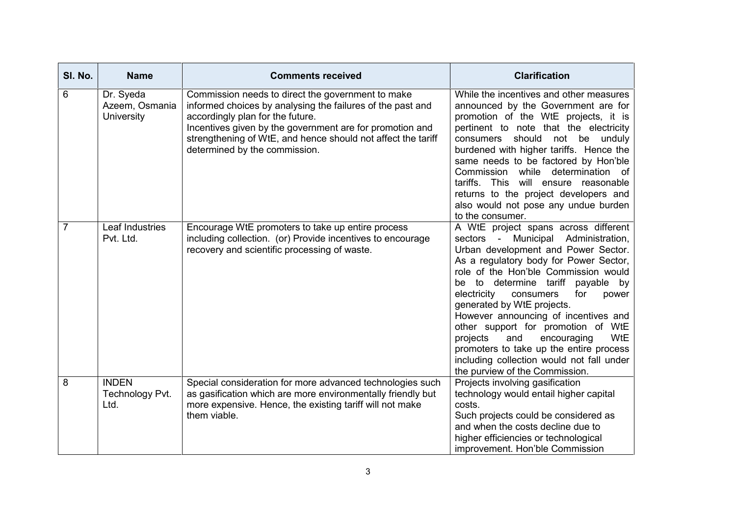| Sl. No. | Name | Comments received | Clarification |
|---|---|---|---|
| 6 | Dr. Syeda Azeem, Osmania University | Commission needs to direct the government to make informed choices by analysing the failures of the past and accordingly plan for the future.<br>Incentives given by the government are for promotion and strengthening of WtE, and hence should not affect the tariff determined by the commission. | While the incentives and other measures announced by the Government are for promotion of the WtE projects, it is pertinent to note that the electricity consumers should not be unduly burdened with higher tariffs. Hence the same needs to be factored by Hon'ble Commission while determination of tariffs. This will ensure reasonable returns to the project developers and also would not pose any undue burden to the consumer. |
| 7 | Leaf Industries Pvt. Ltd. | Encourage WtE promoters to take up entire process including collection. (or) Provide incentives to encourage recovery and scientific processing of waste. | A WtE project spans across different sectors - Municipal Administration, Urban development and Power Sector. As a regulatory body for Power Sector, role of the Hon'ble Commission would be to determine tariff payable by electricity consumers for power generated by WtE projects.<br>However announcing of incentives and other support for promotion of WtE projects and encouraging WtE promoters to take up the entire process including collection would not fall under the purview of the Commission. |
| 8 | INDEN Technology Pvt. Ltd. | Special consideration for more advanced technologies such as gasification which are more environmentally friendly but more expensive. Hence, the existing tariff will not make them viable. | Projects involving gasification technology would entail higher capital costs.<br>Such projects could be considered as and when the costs decline due to higher efficiencies or technological improvement. Hon'ble Commission |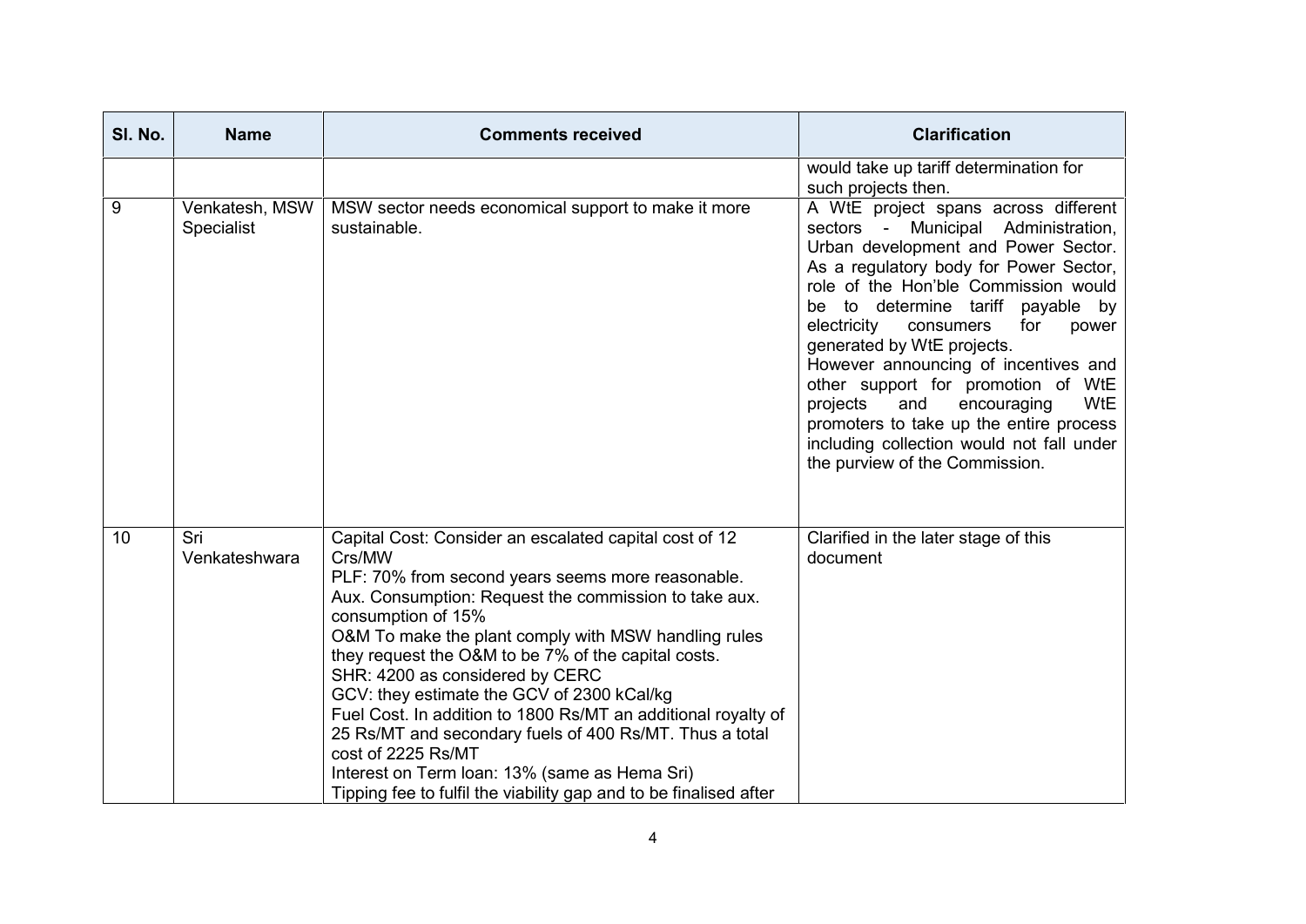| Sl. No. | Name | Comments received | Clarification |
|---|---|---|---|
| | | | would take up tariff determination for such projects then. |
| 9 | Venkatesh, MSW Specialist | MSW sector needs economical support to make it more sustainable. | A WtE project spans across different sectors - Municipal Administration, Urban development and Power Sector. As a regulatory body for Power Sector, role of the Hon'ble Commission would be to determine tariff payable by electricity consumers for power generated by WtE projects.<br>However announcing of incentives and other support for promotion of WtE projects and encouraging WtE promoters to take up the entire process including collection would not fall under the purview of the Commission. |
| 10 | Sri Venkateshwara | Capital Cost: Consider an escalated capital cost of 12 Crs/MW<br>PLF: 70% from second years seems more reasonable.<br>Aux. Consumption: Request the commission to take aux. consumption of 15%<br>O&M To make the plant comply with MSW handling rules they request the O&M to be 7% of the capital costs.<br>SHR: 4200 as considered by CERC<br>GCV: they estimate the GCV of 2300 kCal/kg<br>Fuel Cost. In addition to 1800 Rs/MT an additional royalty of 25 Rs/MT and secondary fuels of 400 Rs/MT. Thus a total cost of 2225 Rs/MT<br>Interest on Term loan: 13% (same as Hema Sri)<br>Tipping fee to fulfil the viability gap and to be finalised after | Clarified in the later stage of this document |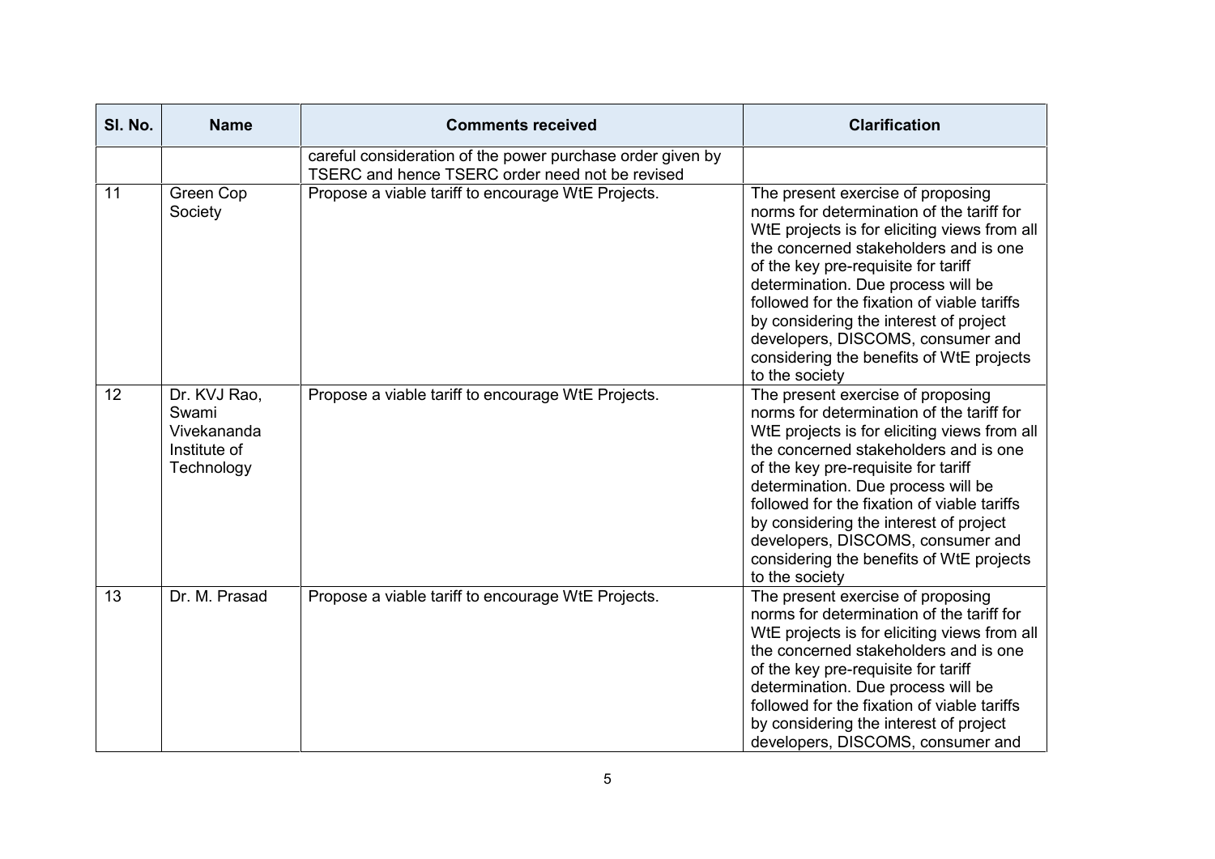| Sl. No. | Name | Comments received | Clarification |
|---|---|---|---|
| | | careful consideration of the power purchase order given by TSERC and hence TSERC order need not be revised | |
| 11 | Green Cop Society | Propose a viable tariff to encourage WtE Projects. | The present exercise of proposing norms for determination of the tariff for WtE projects is for eliciting views from all the concerned stakeholders and is one of the key pre-requisite for tariff determination. Due process will be followed for the fixation of viable tariffs by considering the interest of project developers, DISCOMS, consumer and considering the benefits of WtE projects to the society |
| 12 | Dr. KVJ Rao, Swami Vivekananda Institute of Technology | Propose a viable tariff to encourage WtE Projects. | The present exercise of proposing norms for determination of the tariff for WtE projects is for eliciting views from all the concerned stakeholders and is one of the key pre-requisite for tariff determination. Due process will be followed for the fixation of viable tariffs by considering the interest of project developers, DISCOMS, consumer and considering the benefits of WtE projects to the society |
| 13 | Dr. M. Prasad | Propose a viable tariff to encourage WtE Projects. | The present exercise of proposing norms for determination of the tariff for WtE projects is for eliciting views from all the concerned stakeholders and is one of the key pre-requisite for tariff determination. Due process will be followed for the fixation of viable tariffs by considering the interest of project developers, DISCOMS, consumer and |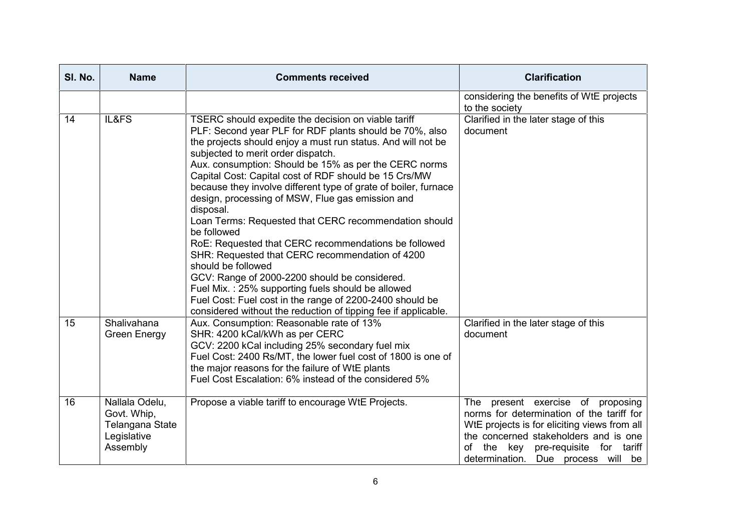| Sl. No. | Name | Comments received | Clarification |
|---|---|---|---|
| | | | considering the benefits of WtE projects to the society |
| 14 | IL&FS | TSERC should expedite the decision on viable tariff<br>PLF: Second year PLF for RDF plants should be 70%, also the projects should enjoy a must run status. And will not be subjected to merit order dispatch.<br>Aux. consumption: Should be 15% as per the CERC norms<br>Capital Cost: Capital cost of RDF should be 15 Crs/MW because they involve different type of grate of boiler, furnace design, processing of MSW, Flue gas emission and disposal.<br>Loan Terms: Requested that CERC recommendation should be followed<br>RoE: Requested that CERC recommendations be followed<br>SHR: Requested that CERC recommendation of 4200 should be followed<br>GCV: Range of 2000-2200 should be considered.<br>Fuel Mix. : 25% supporting fuels should be allowed<br>Fuel Cost: Fuel cost in the range of 2200-2400 should be considered without the reduction of tipping fee if applicable. | Clarified in the later stage of this document |
| 15 | Shalivahana Green Energy | Aux. Consumption: Reasonable rate of 13%<br>SHR: 4200 kCal/kWh as per CERC<br>GCV: 2200 kCal including 25% secondary fuel mix<br>Fuel Cost: 2400 Rs/MT, the lower fuel cost of 1800 is one of the major reasons for the failure of WtE plants<br>Fuel Cost Escalation: 6% instead of the considered 5% | Clarified in the later stage of this document |
| 16 | Nallala Odelu, Govt. Whip, Telangana State Legislative Assembly | Propose a viable tariff to encourage WtE Projects. | The present exercise of proposing norms for determination of the tariff for WtE projects is for eliciting views from all the concerned stakeholders and is one of the key pre-requisite for tariff determination. Due process will be |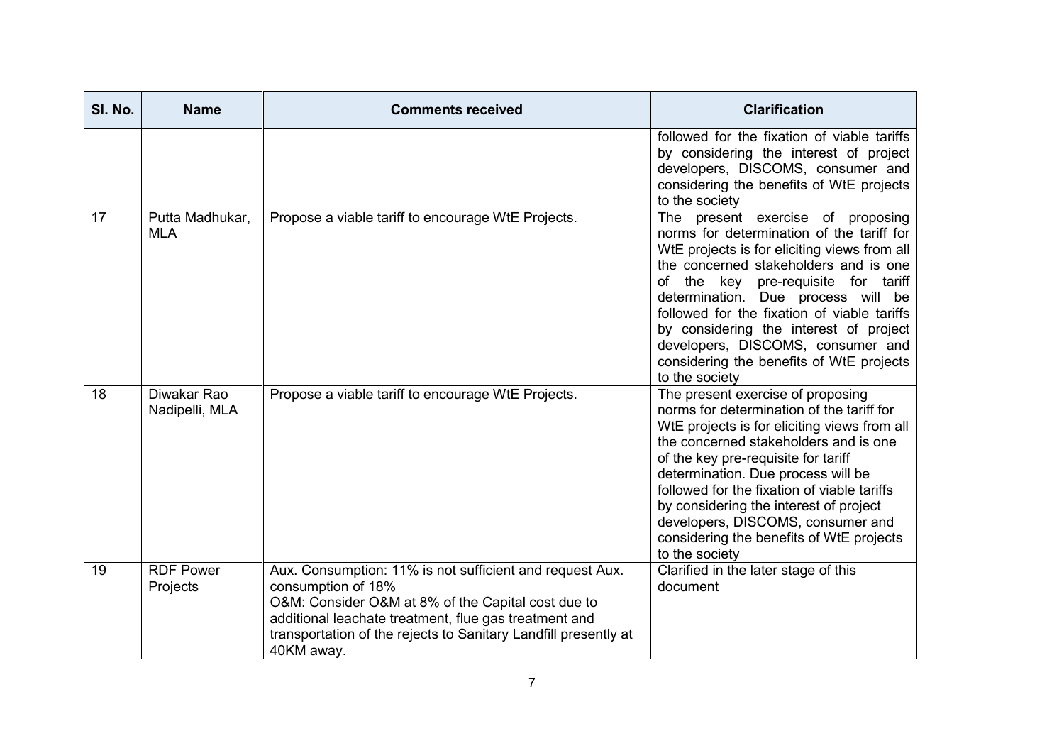| Sl. No. | Name | Comments received | Clarification |
|---|---|---|---|
| | | | followed for the fixation of viable tariffs by considering the interest of project developers, DISCOMS, consumer and considering the benefits of WtE projects to the society |
| 17 | Putta Madhukar, MLA | Propose a viable tariff to encourage WtE Projects. | The present exercise of proposing norms for determination of the tariff for WtE projects is for eliciting views from all the concerned stakeholders and is one of the key pre-requisite for tariff determination. Due process will be followed for the fixation of viable tariffs by considering the interest of project developers, DISCOMS, consumer and considering the benefits of WtE projects to the society |
| 18 | Diwakar Rao Nadipelli, MLA | Propose a viable tariff to encourage WtE Projects. | The present exercise of proposing norms for determination of the tariff for WtE projects is for eliciting views from all the concerned stakeholders and is one of the key pre-requisite for tariff determination. Due process will be followed for the fixation of viable tariffs by considering the interest of project developers, DISCOMS, consumer and considering the benefits of WtE projects to the society |
| 19 | RDF Power Projects | Aux. Consumption: 11% is not sufficient and request Aux. consumption of 18%<br>O&M: Consider O&M at 8% of the Capital cost due to additional leachate treatment, flue gas treatment and transportation of the rejects to Sanitary Landfill presently at 40KM away. | Clarified in the later stage of this document |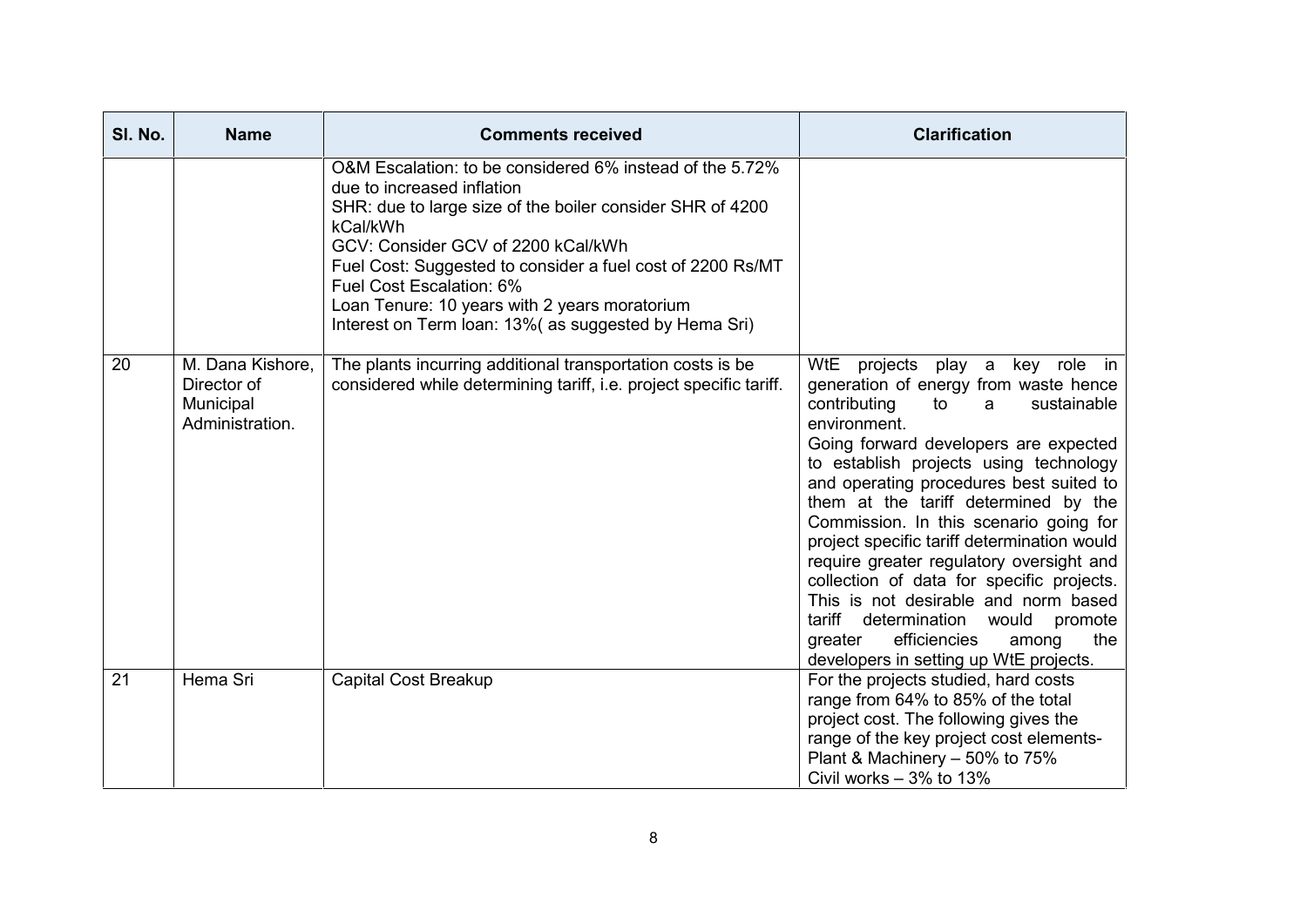| Sl. No. | Name | Comments received | Clarification |
|---|---|---|---|
| | | O&M Escalation: to be considered 6% instead of the 5.72% due to increased inflation<br>SHR: due to large size of the boiler consider SHR of 4200 kCal/kWh<br>GCV: Consider GCV of 2200 kCal/kWh<br>Fuel Cost: Suggested to consider a fuel cost of 2200 Rs/MT<br>Fuel Cost Escalation: 6%<br>Loan Tenure: 10 years with 2 years moratorium<br>Interest on Term loan: 13%( as suggested by Hema Sri) | |
| 20 | M. Dana Kishore, Director of Municipal Administration. | The plants incurring additional transportation costs is be considered while determining tariff, i.e. project specific tariff. | WtE projects play a key role in generation of energy from waste hence contributing to a sustainable environment.<br>Going forward developers are expected to establish projects using technology and operating procedures best suited to them at the tariff determined by the Commission. In this scenario going for project specific tariff determination would require greater regulatory oversight and collection of data for specific projects. This is not desirable and norm based tariff determination would promote greater efficiencies among the developers in setting up WtE projects. |
| 21 | Hema Sri | Capital Cost Breakup | For the projects studied, hard costs range from 64% to 85% of the total project cost. The following gives the range of the key project cost elements-<br>Plant & Machinery – 50% to 75%<br>Civil works – 3% to 13% |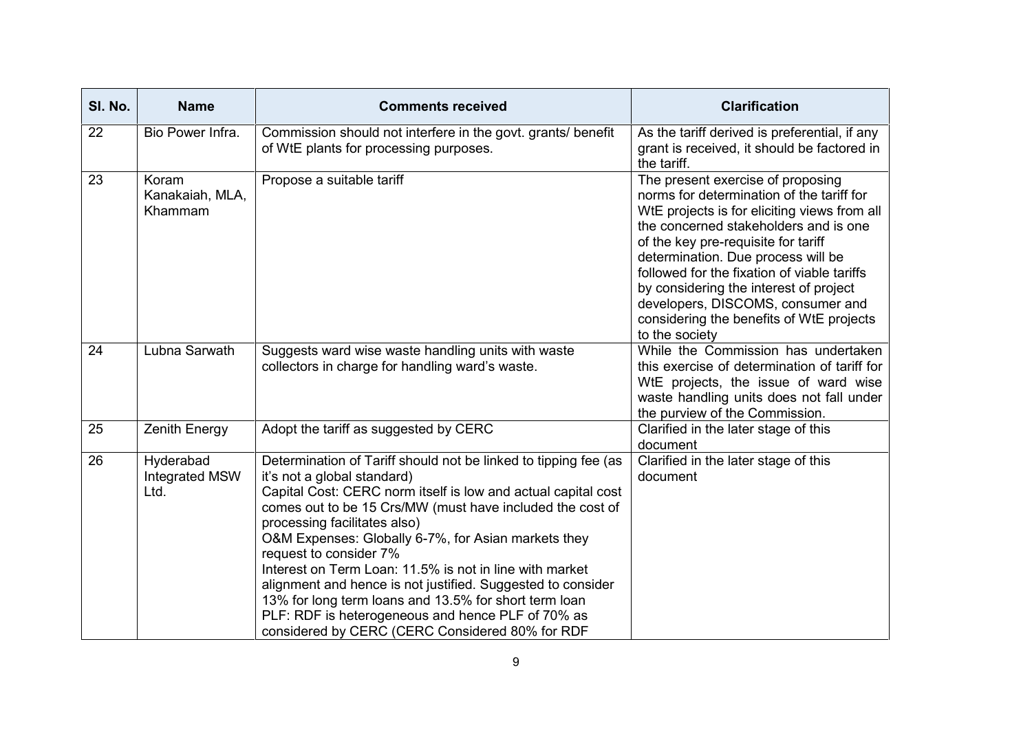| Sl. No. | Name | Comments received | Clarification |
|---|---|---|---|
| 22 | Bio Power Infra. | Commission should not interfere in the govt. grants/ benefit of WtE plants for processing purposes. | As the tariff derived is preferential, if any grant is received, it should be factored in the tariff. |
| 23 | Koram Kanakaiah, MLA, Khammam | Propose a suitable tariff | The present exercise of proposing norms for determination of the tariff for WtE projects is for eliciting views from all the concerned stakeholders and is one of the key pre-requisite for tariff determination. Due process will be followed for the fixation of viable tariffs by considering the interest of project developers, DISCOMS, consumer and considering the benefits of WtE projects to the society |
| 24 | Lubna Sarwath | Suggests ward wise waste handling units with waste collectors in charge for handling ward's waste. | While the Commission has undertaken this exercise of determination of tariff for WtE projects, the issue of ward wise waste handling units does not fall under the purview of the Commission. |
| 25 | Zenith Energy | Adopt the tariff as suggested by CERC | Clarified in the later stage of this document |
| 26 | Hyderabad Integrated MSW Ltd. | Determination of Tariff should not be linked to tipping fee (as it's not a global standard)<br>Capital Cost: CERC norm itself is low and actual capital cost comes out to be 15 Crs/MW (must have included the cost of processing facilitates also)<br>O&M Expenses: Globally 6-7%, for Asian markets they request to consider 7%<br>Interest on Term Loan: 11.5% is not in line with market alignment and hence is not justified. Suggested to consider 13% for long term loans and 13.5% for short term loan<br>PLF: RDF is heterogeneous and hence PLF of 70% as considered by CERC (CERC Considered 80% for RDF | Clarified in the later stage of this document |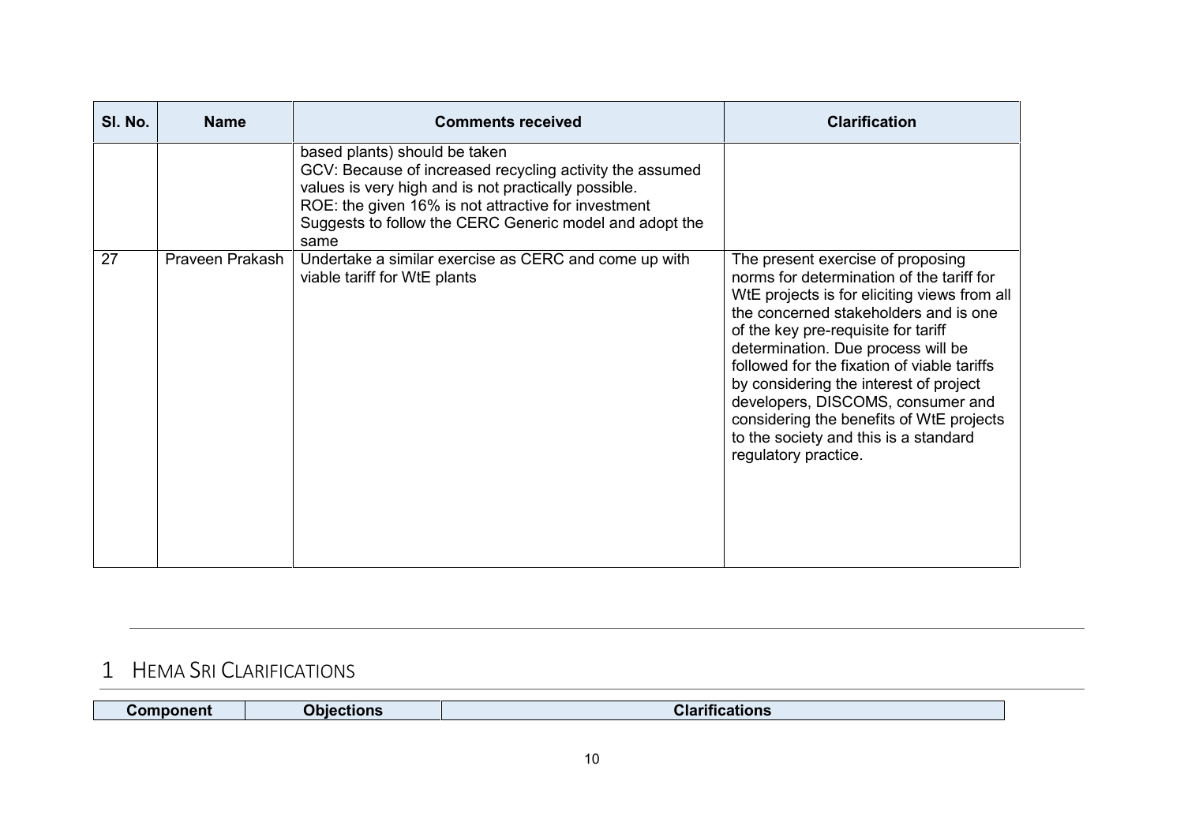| Sl. No. | Name | Comments received | Clarification |
|---|---|---|---|
| | | based plants) should be taken<br>GCV: Because of increased recycling activity the assumed values is very high and is not practically possible.<br>ROE: the given 16% is not attractive for investment<br>Suggests to follow the CERC Generic model and adopt the same | |
| 27 | Praveen Prakash | Undertake a similar exercise as CERC and come up with viable tariff for WtE plants | The present exercise of proposing norms for determination of the tariff for WtE projects is for eliciting views from all the concerned stakeholders and is one of the key pre-requisite for tariff determination. Due process will be followed for the fixation of viable tariffs by considering the interest of project developers, DISCOMS, consumer and considering the benefits of WtE projects to the society and this is a standard regulatory practice. |

# 1 HEMA SRI CLARIFICATIONS

| Component | Objections | Clarifications |
|---|---|---|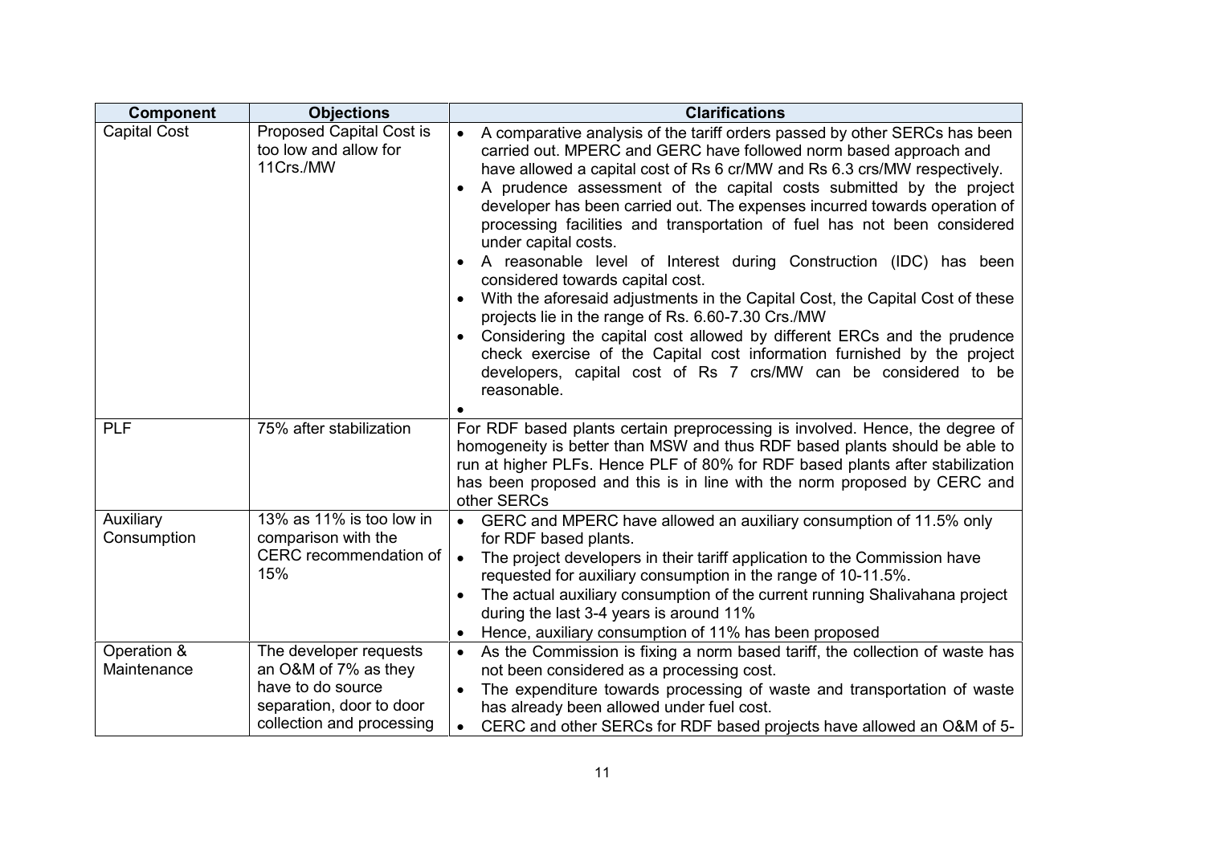| Component | Objections | Clarifications |
| --- | --- | --- |
| Capital Cost | Proposed Capital Cost is too low and allow for 11Crs./MW | • A comparative analysis of the tariff orders passed by other SERCs has been carried out. MPERC and GERC have followed norm based approach and have allowed a capital cost of Rs 6 cr/MW and Rs 6.3 crs/MW respectively.<br>• A prudence assessment of the capital costs submitted by the project developer has been carried out. The expenses incurred towards operation of processing facilities and transportation of fuel has not been considered under capital costs.<br>• A reasonable level of Interest during Construction (IDC) has been considered towards capital cost.<br>• With the aforesaid adjustments in the Capital Cost, the Capital Cost of these projects lie in the range of Rs. 6.60-7.30 Crs./MW<br>• Considering the capital cost allowed by different ERCs and the prudence check exercise of the Capital cost information furnished by the project developers, capital cost of Rs 7 crs/MW can be considered to be reasonable.<br>• |
| PLF | 75% after stabilization | For RDF based plants certain preprocessing is involved. Hence, the degree of homogeneity is better than MSW and thus RDF based plants should be able to run at higher PLFs. Hence PLF of 80% for RDF based plants after stabilization has been proposed and this is in line with the norm proposed by CERC and other SERCs |
| Auxiliary Consumption | 13% as 11% is too low in comparison with the CERC recommendation of 15% | • GERC and MPERC have allowed an auxiliary consumption of 11.5% only for RDF based plants.<br>• The project developers in their tariff application to the Commission have requested for auxiliary consumption in the range of 10-11.5%.<br>• The actual auxiliary consumption of the current running Shalivahana project during the last 3-4 years is around 11%<br>• Hence, auxiliary consumption of 11% has been proposed |
| Operation & Maintenance | The developer requests an O&M of 7% as they have to do source separation, door to door collection and processing | • As the Commission is fixing a norm based tariff, the collection of waste has not been considered as a processing cost.<br>• The expenditure towards processing of waste and transportation of waste has already been allowed under fuel cost.<br>• CERC and other SERCs for RDF based projects have allowed an O&M of 5- |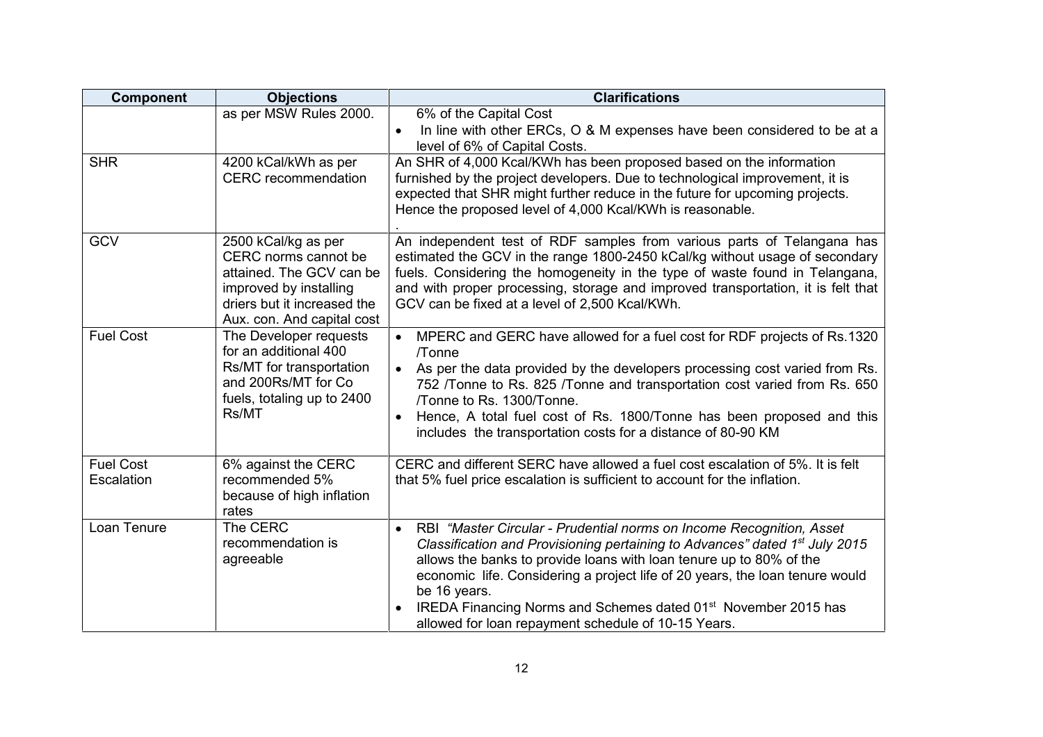| Component | Objections | Clarifications |
|---|---|---|
| | as per MSW Rules 2000. | 6% of the Capital Cost<br>• In line with other ERCs, O & M expenses have been considered to be at a level of 6% of Capital Costs. |
| SHR | 4200 kCal/kWh as per CERC recommendation | An SHR of 4,000 Kcal/KWh has been proposed based on the information furnished by the project developers. Due to technological improvement, it is expected that SHR might further reduce in the future for upcoming projects. Hence the proposed level of 4,000 Kcal/KWh is reasonable.<br>. |
| GCV | 2500 kCal/kg as per CERC norms cannot be attained. The GCV can be improved by installing driers but it increased the Aux. con. And capital cost | An independent test of RDF samples from various parts of Telangana has estimated the GCV in the range 1800-2450 kCal/kg without usage of secondary fuels. Considering the homogeneity in the type of waste found in Telangana, and with proper processing, storage and improved transportation, it is felt that GCV can be fixed at a level of 2,500 Kcal/KWh. |
| Fuel Cost | The Developer requests for an additional 400 Rs/MT for transportation and 200Rs/MT for Co fuels, totaling up to 2400 Rs/MT | • MPERC and GERC have allowed for a fuel cost for RDF projects of Rs.1320 /Tonne<br>• As per the data provided by the developers processing cost varied from Rs. 752 /Tonne to Rs. 825 /Tonne and transportation cost varied from Rs. 650 /Tonne to Rs. 1300/Tonne.<br>• Hence, A total fuel cost of Rs. 1800/Tonne has been proposed and this includes the transportation costs for a distance of 80-90 KM |
| Fuel Cost Escalation | 6% against the CERC recommended 5% because of high inflation rates | CERC and different SERC have allowed a fuel cost escalation of 5%. It is felt that 5% fuel price escalation is sufficient to account for the inflation. |
| Loan Tenure | The CERC recommendation is agreeable | • RBI *"Master Circular - Prudential norms on Income Recognition, Asset Classification and Provisioning pertaining to Advances" dated 1st July 2015* allows the banks to provide loans with loan tenure up to 80% of the economic life. Considering a project life of 20 years, the loan tenure would be 16 years.<br>• IREDA Financing Norms and Schemes dated 01st November 2015 has allowed for loan repayment schedule of 10-15 Years. |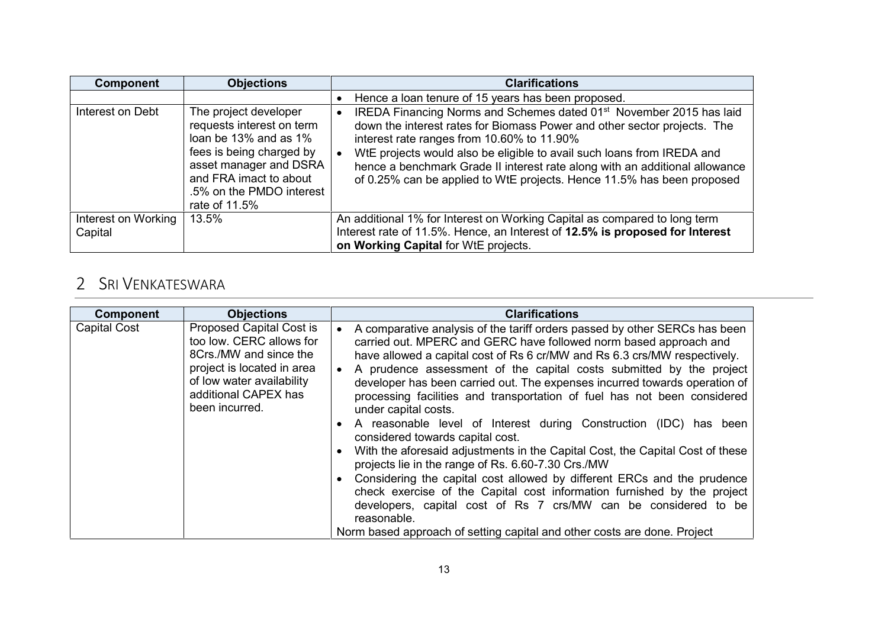| Component | Objections | Clarifications |
|---|---|---|
| | | • Hence a loan tenure of 15 years has been proposed. |
| Interest on Debt | The project developer requests interest on term loan be 13% and as 1% fees is being charged by asset manager and DSRA and FRA imact to about .5% on the PMDO interest rate of 11.5% | • IREDA Financing Norms and Schemes dated 01st November 2015 has laid down the interest rates for Biomass Power and other sector projects. The interest rate ranges from 10.60% to 11.90%<br>• WtE projects would also be eligible to avail such loans from IREDA and hence a benchmark Grade II interest rate along with an additional allowance of 0.25% can be applied to WtE projects. Hence 11.5% has been proposed |
| Interest on Working Capital | 13.5% | An additional 1% for Interest on Working Capital as compared to long term Interest rate of 11.5%. Hence, an Interest of **12.5% is proposed for Interest on Working Capital** for WtE projects. |

## 2 Sri Venkateswara

| Component | Objections | Clarifications |
|---|---|---|
| Capital Cost | Proposed Capital Cost is too low. CERC allows for 8Crs./MW and since the project is located in area of low water availability additional CAPEX has been incurred. | • A comparative analysis of the tariff orders passed by other SERCs has been carried out. MPERC and GERC have followed norm based approach and have allowed a capital cost of Rs 6 cr/MW and Rs 6.3 crs/MW respectively.<br>• A prudence assessment of the capital costs submitted by the project developer has been carried out. The expenses incurred towards operation of processing facilities and transportation of fuel has not been considered under capital costs.<br>• A reasonable level of Interest during Construction (IDC) has been considered towards capital cost.<br>• With the aforesaid adjustments in the Capital Cost, the Capital Cost of these projects lie in the range of Rs. 6.60-7.30 Crs./MW<br>• Considering the capital cost allowed by different ERCs and the prudence check exercise of the Capital cost information furnished by the project developers, capital cost of Rs 7 crs/MW can be considered to be reasonable.<br>Norm based approach of setting capital and other costs are done. Project |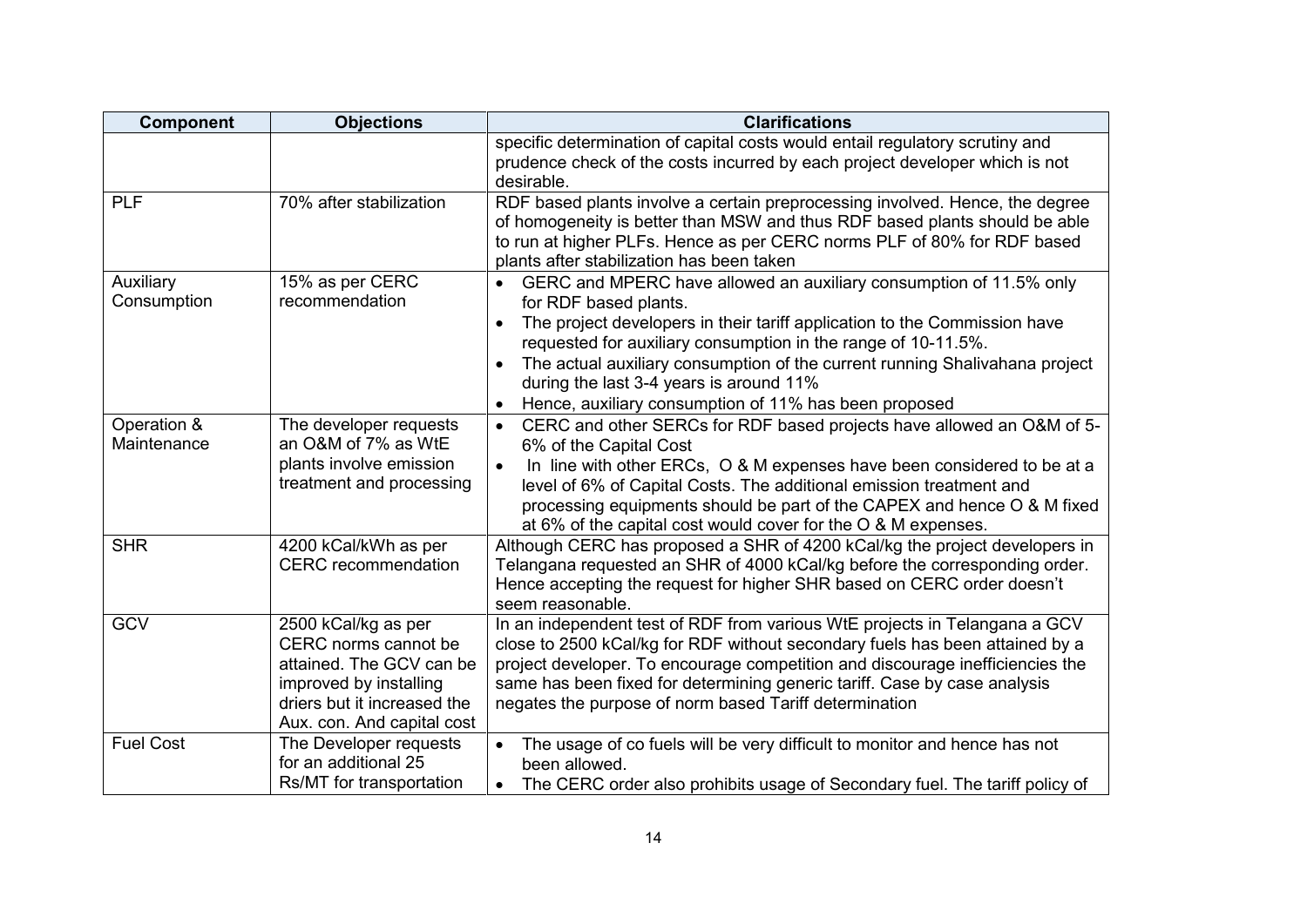| Component | Objections | Clarifications |
|---|---|---|
| | | specific determination of capital costs would entail regulatory scrutiny and prudence check of the costs incurred by each project developer which is not desirable. |
| PLF | 70% after stabilization | RDF based plants involve a certain preprocessing involved. Hence, the degree of homogeneity is better than MSW and thus RDF based plants should be able to run at higher PLFs. Hence as per CERC norms PLF of 80% for RDF based plants after stabilization has been taken |
| Auxiliary Consumption | 15% as per CERC recommendation | • GERC and MPERC have allowed an auxiliary consumption of 11.5% only for RDF based plants.<br>• The project developers in their tariff application to the Commission have requested for auxiliary consumption in the range of 10-11.5%.<br>• The actual auxiliary consumption of the current running Shalivahana project during the last 3-4 years is around 11%<br>• Hence, auxiliary consumption of 11% has been proposed |
| Operation & Maintenance | The developer requests an O&M of 7% as WtE plants involve emission treatment and processing | • CERC and other SERCs for RDF based projects have allowed an O&M of 5-6% of the Capital Cost<br>• In line with other ERCs, O & M expenses have been considered to be at a level of 6% of Capital Costs. The additional emission treatment and processing equipments should be part of the CAPEX and hence O & M fixed at 6% of the capital cost would cover for the O & M expenses. |
| SHR | 4200 kCal/kWh as per CERC recommendation | Although CERC has proposed a SHR of 4200 kCal/kg the project developers in Telangana requested an SHR of 4000 kCal/kg before the corresponding order. Hence accepting the request for higher SHR based on CERC order doesn't seem reasonable. |
| GCV | 2500 kCal/kg as per CERC norms cannot be attained. The GCV can be improved by installing driers but it increased the Aux. con. And capital cost | In an independent test of RDF from various WtE projects in Telangana a GCV close to 2500 kCal/kg for RDF without secondary fuels has been attained by a project developer. To encourage competition and discourage inefficiencies the same has been fixed for determining generic tariff. Case by case analysis negates the purpose of norm based Tariff determination |
| Fuel Cost | The Developer requests for an additional 25 Rs/MT for transportation | • The usage of co fuels will be very difficult to monitor and hence has not been allowed.<br>• The CERC order also prohibits usage of Secondary fuel. The tariff policy of |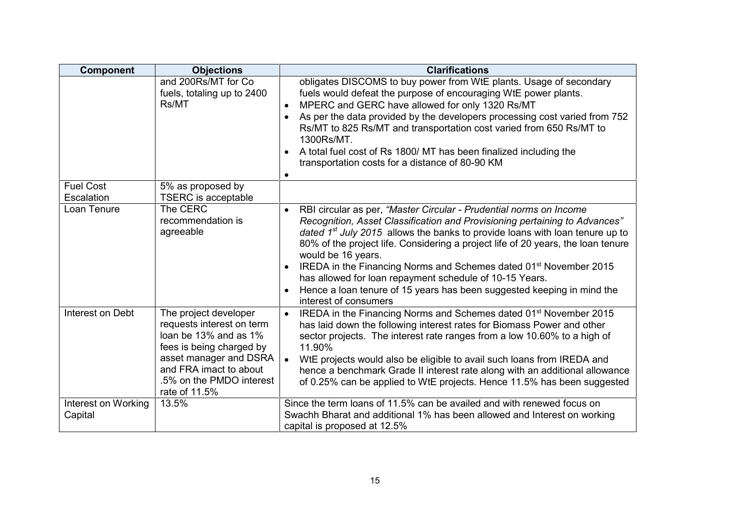| Component | Objections | Clarifications |
|---|---|---|
| | and 200Rs/MT for Co fuels, totaling up to 2400 Rs/MT | obligates DISCOMS to buy power from WtE plants. Usage of secondary fuels would defeat the purpose of encouraging WtE power plants.<br>• MPERC and GERC have allowed for only 1320 Rs/MT<br>• As per the data provided by the developers processing cost varied from 752 Rs/MT to 825 Rs/MT and transportation cost varied from 650 Rs/MT to 1300Rs/MT.<br>• A total fuel cost of Rs 1800/ MT has been finalized including the transportation costs for a distance of 80-90 KM<br>• |
| Fuel Cost Escalation | 5% as proposed by TSERC is acceptable | |
| Loan Tenure | The CERC recommendation is agreeable | • RBI circular as per, *"Master Circular - Prudential norms on Income Recognition, Asset Classification and Provisioning pertaining to Advances" dated 1st July 2015* allows the banks to provide loans with loan tenure up to 80% of the project life. Considering a project life of 20 years, the loan tenure would be 16 years.<br>• IREDA in the Financing Norms and Schemes dated 01st November 2015 has allowed for loan repayment schedule of 10-15 Years.<br>• Hence a loan tenure of 15 years has been suggested keeping in mind the interest of consumers |
| Interest on Debt | The project developer requests interest on term loan be 13% and as 1% fees is being charged by asset manager and DSRA and FRA imact to about .5% on the PMDO interest rate of 11.5% | • IREDA in the Financing Norms and Schemes dated 01st November 2015 has laid down the following interest rates for Biomass Power and other sector projects. The interest rate ranges from a low 10.60% to a high of 11.90%<br>• WtE projects would also be eligible to avail such loans from IREDA and hence a benchmark Grade II interest rate along with an additional allowance of 0.25% can be applied to WtE projects. Hence 11.5% has been suggested |
| Interest on Working Capital | 13.5% | Since the term loans of 11.5% can be availed and with renewed focus on Swachh Bharat and additional 1% has been allowed and Interest on working capital is proposed at 12.5% |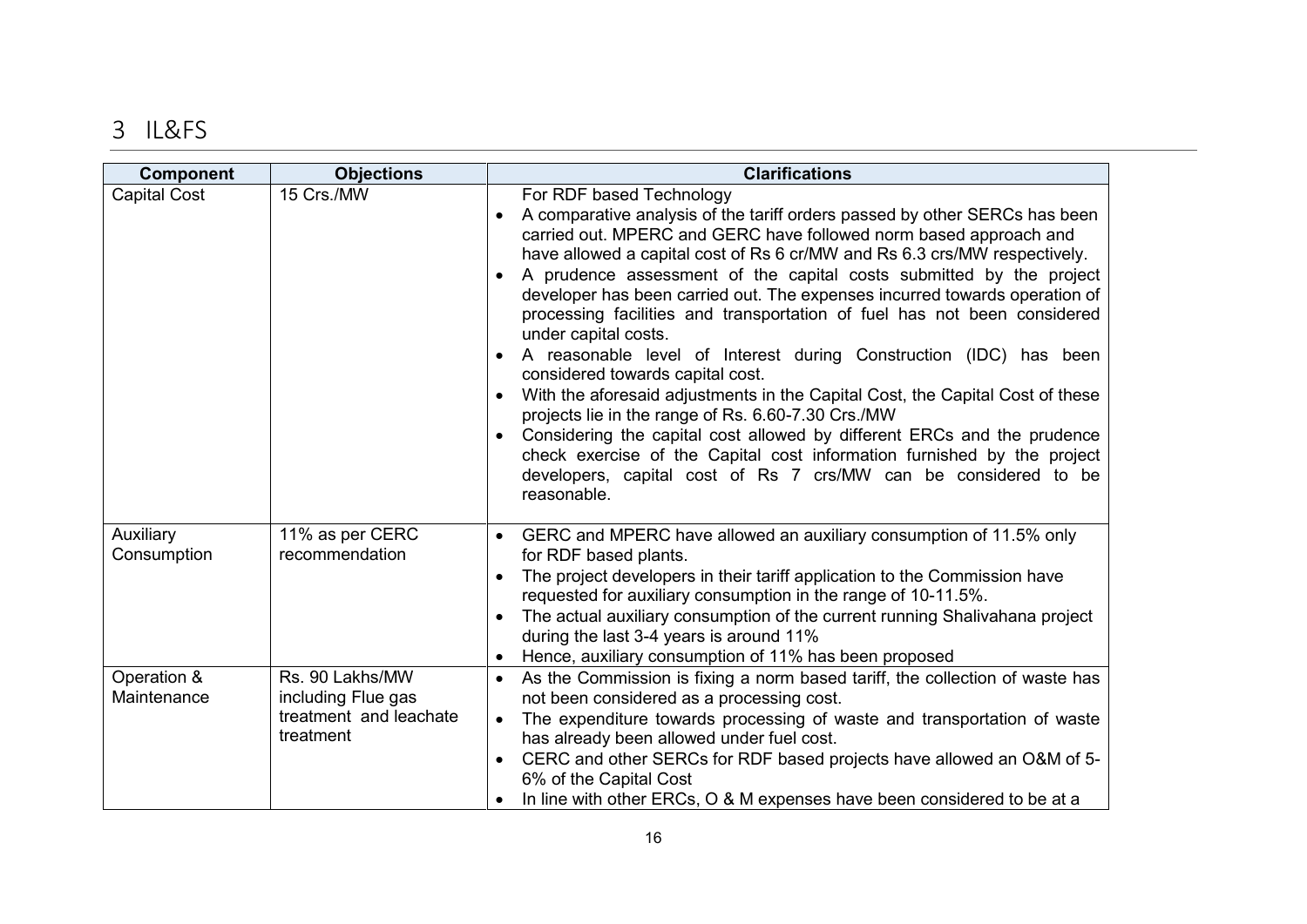# 3 IL&FS

| Component | Objections | Clarifications |
|---|---|---|
| Capital Cost | 15 Crs./MW | For RDF based Technology<br>• A comparative analysis of the tariff orders passed by other SERCs has been carried out. MPERC and GERC have followed norm based approach and have allowed a capital cost of Rs 6 cr/MW and Rs 6.3 crs/MW respectively.<br>• A prudence assessment of the capital costs submitted by the project developer has been carried out. The expenses incurred towards operation of processing facilities and transportation of fuel has not been considered under capital costs.<br>• A reasonable level of Interest during Construction (IDC) has been considered towards capital cost.<br>• With the aforesaid adjustments in the Capital Cost, the Capital Cost of these projects lie in the range of Rs. 6.60-7.30 Crs./MW<br>• Considering the capital cost allowed by different ERCs and the prudence check exercise of the Capital cost information furnished by the project developers, capital cost of Rs 7 crs/MW can be considered to be reasonable. |
| Auxiliary Consumption | 11% as per CERC recommendation | • GERC and MPERC have allowed an auxiliary consumption of 11.5% only for RDF based plants.<br>• The project developers in their tariff application to the Commission have requested for auxiliary consumption in the range of 10-11.5%.<br>• The actual auxiliary consumption of the current running Shalivahana project during the last 3-4 years is around 11%<br>• Hence, auxiliary consumption of 11% has been proposed |
| Operation & Maintenance | Rs. 90 Lakhs/MW including Flue gas treatment and leachate treatment | • As the Commission is fixing a norm based tariff, the collection of waste has not been considered as a processing cost.<br>• The expenditure towards processing of waste and transportation of waste has already been allowed under fuel cost.<br>• CERC and other SERCs for RDF based projects have allowed an O&M of 5-6% of the Capital Cost<br>• In line with other ERCs, O & M expenses have been considered to be at a |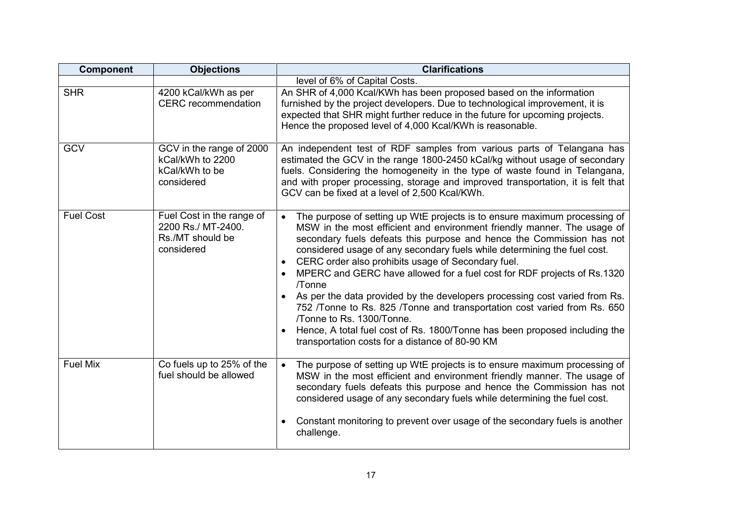| Component | Objections | Clarifications |
|---|---|---|
| | | level of 6% of Capital Costs. |
| SHR | 4200 kCal/kWh as per CERC recommendation | An SHR of 4,000 Kcal/KWh has been proposed based on the information furnished by the project developers. Due to technological improvement, it is expected that SHR might further reduce in the future for upcoming projects. Hence the proposed level of 4,000 Kcal/KWh is reasonable. |
| GCV | GCV in the range of 2000 kCal/kWh to 2200 kCal/kWh to be considered | An independent test of RDF samples from various parts of Telangana has estimated the GCV in the range 1800-2450 kCal/kg without usage of secondary fuels. Considering the homogeneity in the type of waste found in Telangana, and with proper processing, storage and improved transportation, it is felt that GCV can be fixed at a level of 2,500 Kcal/KWh. |
| Fuel Cost | Fuel Cost in the range of 2200 Rs./ MT-2400. Rs./MT should be considered | • The purpose of setting up WtE projects is to ensure maximum processing of MSW in the most efficient and environment friendly manner. The usage of secondary fuels defeats this purpose and hence the Commission has not considered usage of any secondary fuels while determining the fuel cost.<br>• CERC order also prohibits usage of Secondary fuel.<br>• MPERC and GERC have allowed for a fuel cost for RDF projects of Rs.1320 /Tonne<br>• As per the data provided by the developers processing cost varied from Rs. 752 /Tonne to Rs. 825 /Tonne and transportation cost varied from Rs. 650 /Tonne to Rs. 1300/Tonne.<br>• Hence, A total fuel cost of Rs. 1800/Tonne has been proposed including the transportation costs for a distance of 80-90 KM |
| Fuel Mix | Co fuels up to 25% of the fuel should be allowed | • The purpose of setting up WtE projects is to ensure maximum processing of MSW in the most efficient and environment friendly manner. The usage of secondary fuels defeats this purpose and hence the Commission has not considered usage of any secondary fuels while determining the fuel cost.<br>• Constant monitoring to prevent over usage of the secondary fuels is another challenge. |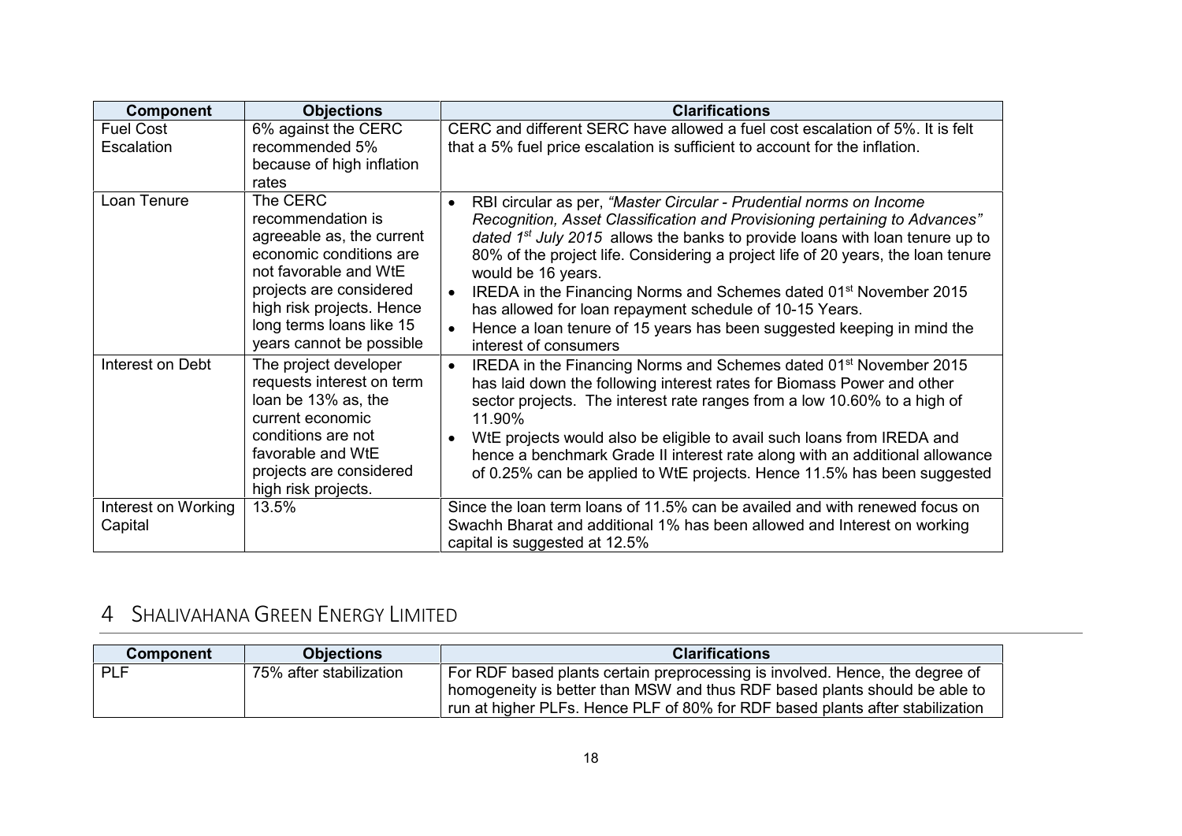| Component | Objections | Clarifications |
|---|---|---|
| Fuel Cost Escalation | 6% against the CERC recommended 5% because of high inflation rates | CERC and different SERC have allowed a fuel cost escalation of 5%. It is felt that a 5% fuel price escalation is sufficient to account for the inflation. |
| Loan Tenure | The CERC recommendation is agreeable as, the current economic conditions are not favorable and WtE projects are considered high risk projects. Hence long terms loans like 15 years cannot be possible | • RBI circular as per, *"Master Circular - Prudential norms on Income Recognition, Asset Classification and Provisioning pertaining to Advances" dated 1st July 2015* allows the banks to provide loans with loan tenure up to 80% of the project life. Considering a project life of 20 years, the loan tenure would be 16 years.<br>• IREDA in the Financing Norms and Schemes dated 01st November 2015 has allowed for loan repayment schedule of 10-15 Years.<br>• Hence a loan tenure of 15 years has been suggested keeping in mind the interest of consumers |
| Interest on Debt | The project developer requests interest on term loan be 13% as, the current economic conditions are not favorable and WtE projects are considered high risk projects. | • IREDA in the Financing Norms and Schemes dated 01st November 2015 has laid down the following interest rates for Biomass Power and other sector projects. The interest rate ranges from a low 10.60% to a high of 11.90%<br>• WtE projects would also be eligible to avail such loans from IREDA and hence a benchmark Grade II interest rate along with an additional allowance of 0.25% can be applied to WtE projects. Hence 11.5% has been suggested |
| Interest on Working Capital | 13.5% | Since the loan term loans of 11.5% can be availed and with renewed focus on Swachh Bharat and additional 1% has been allowed and Interest on working capital is suggested at 12.5% |

## 4 SHALIVAHANA GREEN ENERGY LIMITED

| Component | Objections | Clarifications |
|---|---|---|
| PLF | 75% after stabilization | For RDF based plants certain preprocessing is involved. Hence, the degree of homogeneity is better than MSW and thus RDF based plants should be able to run at higher PLFs. Hence PLF of 80% for RDF based plants after stabilization |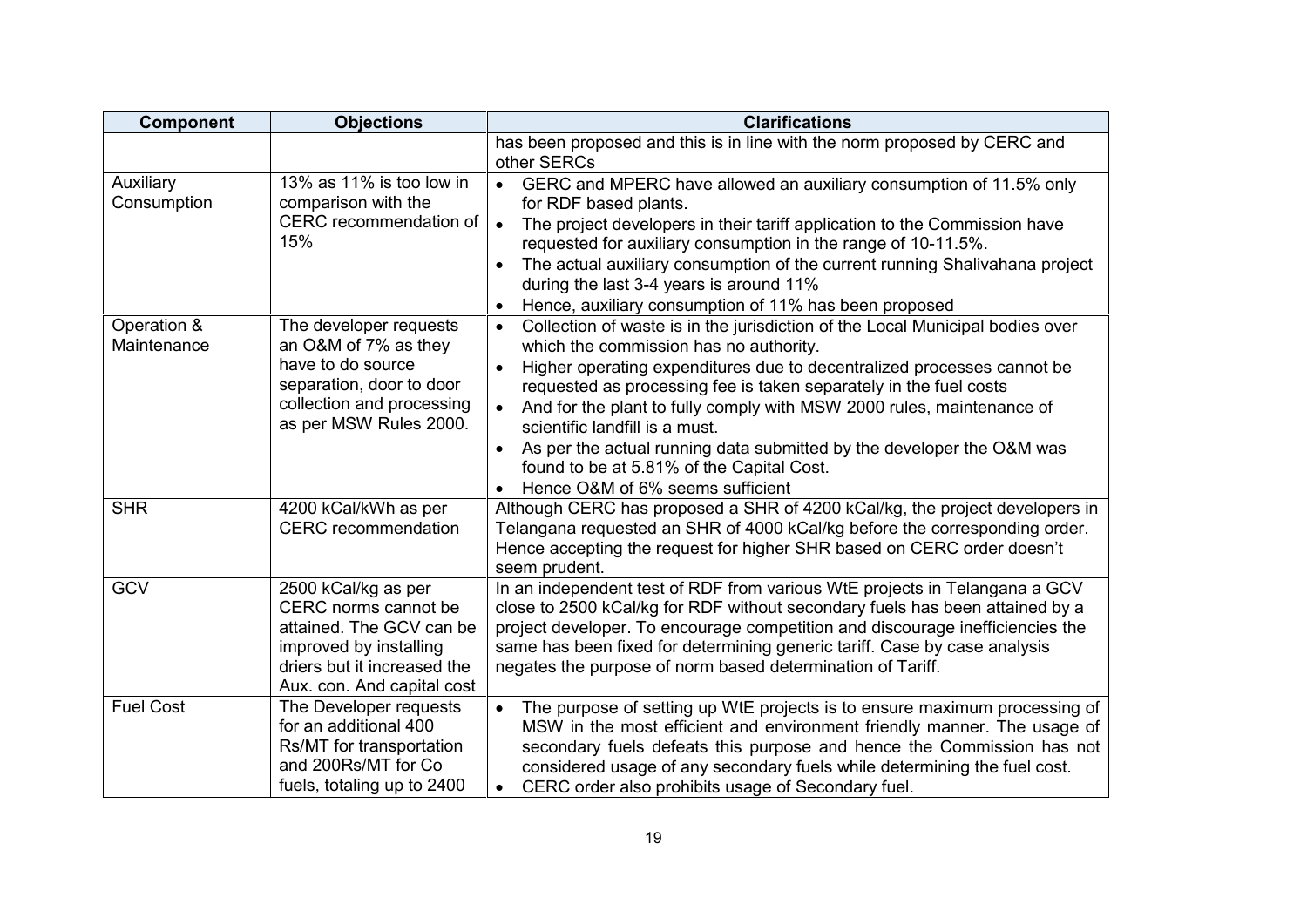| Component | Objections | Clarifications |
|---|---|---|
| | | has been proposed and this is in line with the norm proposed by CERC and other SERCs |
| Auxiliary Consumption | 13% as 11% is too low in comparison with the CERC recommendation of 15% | • GERC and MPERC have allowed an auxiliary consumption of 11.5% only for RDF based plants.<br>• The project developers in their tariff application to the Commission have requested for auxiliary consumption in the range of 10-11.5%.<br>• The actual auxiliary consumption of the current running Shalivahana project during the last 3-4 years is around 11%<br>• Hence, auxiliary consumption of 11% has been proposed |
| Operation & Maintenance | The developer requests an O&M of 7% as they have to do source separation, door to door collection and processing as per MSW Rules 2000. | • Collection of waste is in the jurisdiction of the Local Municipal bodies over which the commission has no authority.<br>• Higher operating expenditures due to decentralized processes cannot be requested as processing fee is taken separately in the fuel costs<br>• And for the plant to fully comply with MSW 2000 rules, maintenance of scientific landfill is a must.<br>• As per the actual running data submitted by the developer the O&M was found to be at 5.81% of the Capital Cost.<br>• Hence O&M of 6% seems sufficient |
| SHR | 4200 kCal/kWh as per CERC recommendation | Although CERC has proposed a SHR of 4200 kCal/kg, the project developers in Telangana requested an SHR of 4000 kCal/kg before the corresponding order. Hence accepting the request for higher SHR based on CERC order doesn't seem prudent. |
| GCV | 2500 kCal/kg as per CERC norms cannot be attained. The GCV can be improved by installing driers but it increased the Aux. con. And capital cost | In an independent test of RDF from various WtE projects in Telangana a GCV close to 2500 kCal/kg for RDF without secondary fuels has been attained by a project developer. To encourage competition and discourage inefficiencies the same has been fixed for determining generic tariff. Case by case analysis negates the purpose of norm based determination of Tariff. |
| Fuel Cost | The Developer requests for an additional 400 Rs/MT for transportation and 200Rs/MT for Co fuels, totaling up to 2400 | • The purpose of setting up WtE projects is to ensure maximum processing of MSW in the most efficient and environment friendly manner. The usage of secondary fuels defeats this purpose and hence the Commission has not considered usage of any secondary fuels while determining the fuel cost.<br>• CERC order also prohibits usage of Secondary fuel. |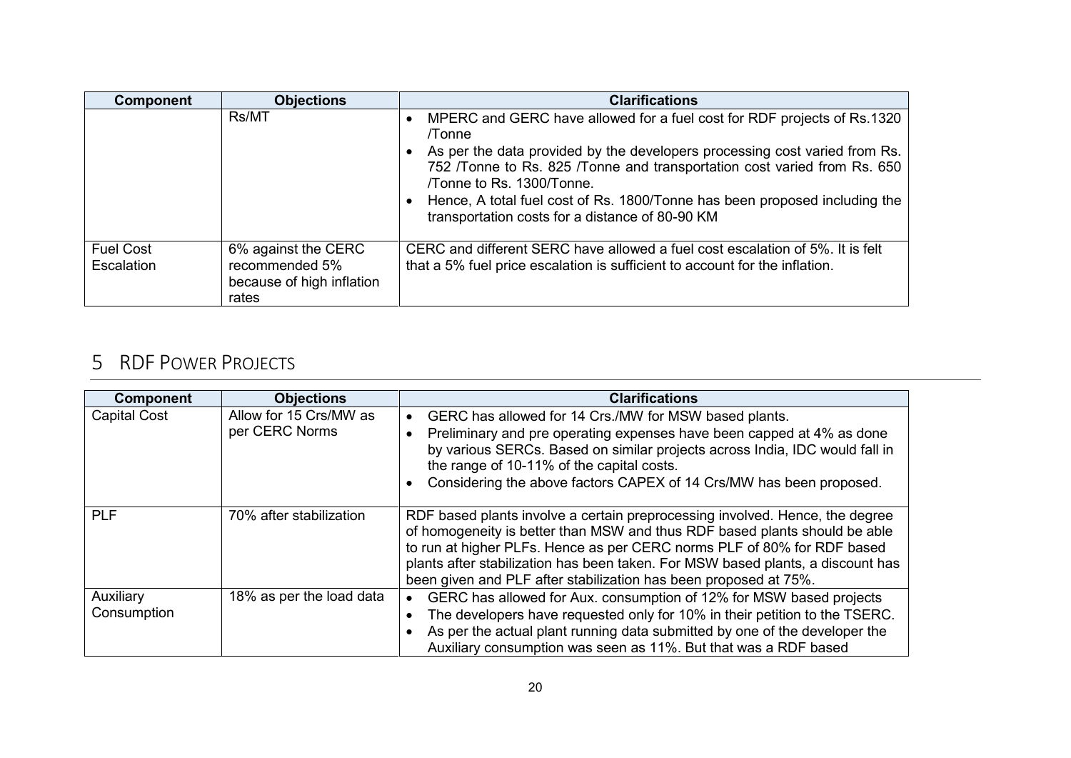| Component | Objections | Clarifications |
|---|---|---|
| | Rs/MT | • MPERC and GERC have allowed for a fuel cost for RDF projects of Rs.1320 /Tonne<br>• As per the data provided by the developers processing cost varied from Rs. 752 /Tonne to Rs. 825 /Tonne and transportation cost varied from Rs. 650 /Tonne to Rs. 1300/Tonne.<br>• Hence, A total fuel cost of Rs. 1800/Tonne has been proposed including the transportation costs for a distance of 80-90 KM |
| Fuel Cost Escalation | 6% against the CERC recommended 5% because of high inflation rates | CERC and different SERC have allowed a fuel cost escalation of 5%. It is felt that a 5% fuel price escalation is sufficient to account for the inflation. |

# 5 RDF Power Projects

| Component | Objections | Clarifications |
|---|---|---|
| Capital Cost | Allow for 15 Crs/MW as per CERC Norms | • GERC has allowed for 14 Crs./MW for MSW based plants.<br>• Preliminary and pre operating expenses have been capped at 4% as done by various SERCs. Based on similar projects across India, IDC would fall in the range of 10-11% of the capital costs.<br>• Considering the above factors CAPEX of 14 Crs/MW has been proposed. |
| PLF | 70% after stabilization | RDF based plants involve a certain preprocessing involved. Hence, the degree of homogeneity is better than MSW and thus RDF based plants should be able to run at higher PLFs. Hence as per CERC norms PLF of 80% for RDF based plants after stabilization has been taken. For MSW based plants, a discount has been given and PLF after stabilization has been proposed at 75%. |
| Auxiliary Consumption | 18% as per the load data | • GERC has allowed for Aux. consumption of 12% for MSW based projects<br>• The developers have requested only for 10% in their petition to the TSERC.<br>• As per the actual plant running data submitted by one of the developer the Auxiliary consumption was seen as 11%. But that was a RDF based |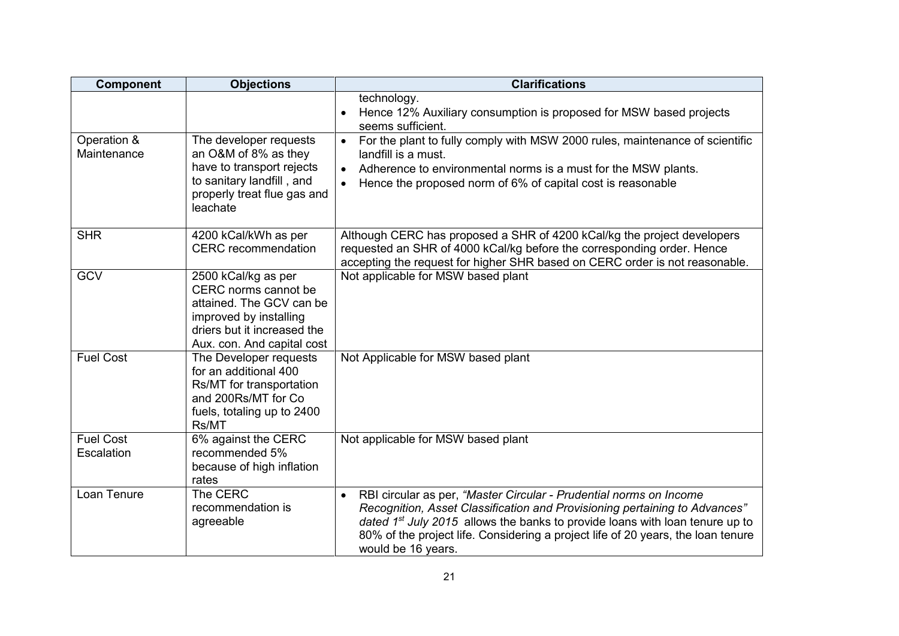| Component | Objections | Clarifications |
|---|---|---|
| | | technology.<br>• Hence 12% Auxiliary consumption is proposed for MSW based projects seems sufficient. |
| Operation & Maintenance | The developer requests an O&M of 8% as they have to transport rejects to sanitary landfill , and properly treat flue gas and leachate | • For the plant to fully comply with MSW 2000 rules, maintenance of scientific landfill is a must.<br>• Adherence to environmental norms is a must for the MSW plants.<br>• Hence the proposed norm of 6% of capital cost is reasonable |
| SHR | 4200 kCal/kWh as per CERC recommendation | Although CERC has proposed a SHR of 4200 kCal/kg the project developers requested an SHR of 4000 kCal/kg before the corresponding order. Hence accepting the request for higher SHR based on CERC order is not reasonable. |
| GCV | 2500 kCal/kg as per CERC norms cannot be attained. The GCV can be improved by installing driers but it increased the Aux. con. And capital cost | Not applicable for MSW based plant |
| Fuel Cost | The Developer requests for an additional 400 Rs/MT for transportation and 200Rs/MT for Co fuels, totaling up to 2400 Rs/MT | Not Applicable for MSW based plant |
| Fuel Cost Escalation | 6% against the CERC recommended 5% because of high inflation rates | Not applicable for MSW based plant |
| Loan Tenure | The CERC recommendation is agreeable | • RBI circular as per, *"Master Circular - Prudential norms on Income Recognition, Asset Classification and Provisioning pertaining to Advances" dated 1st July 2015* allows the banks to provide loans with loan tenure up to 80% of the project life. Considering a project life of 20 years, the loan tenure would be 16 years. |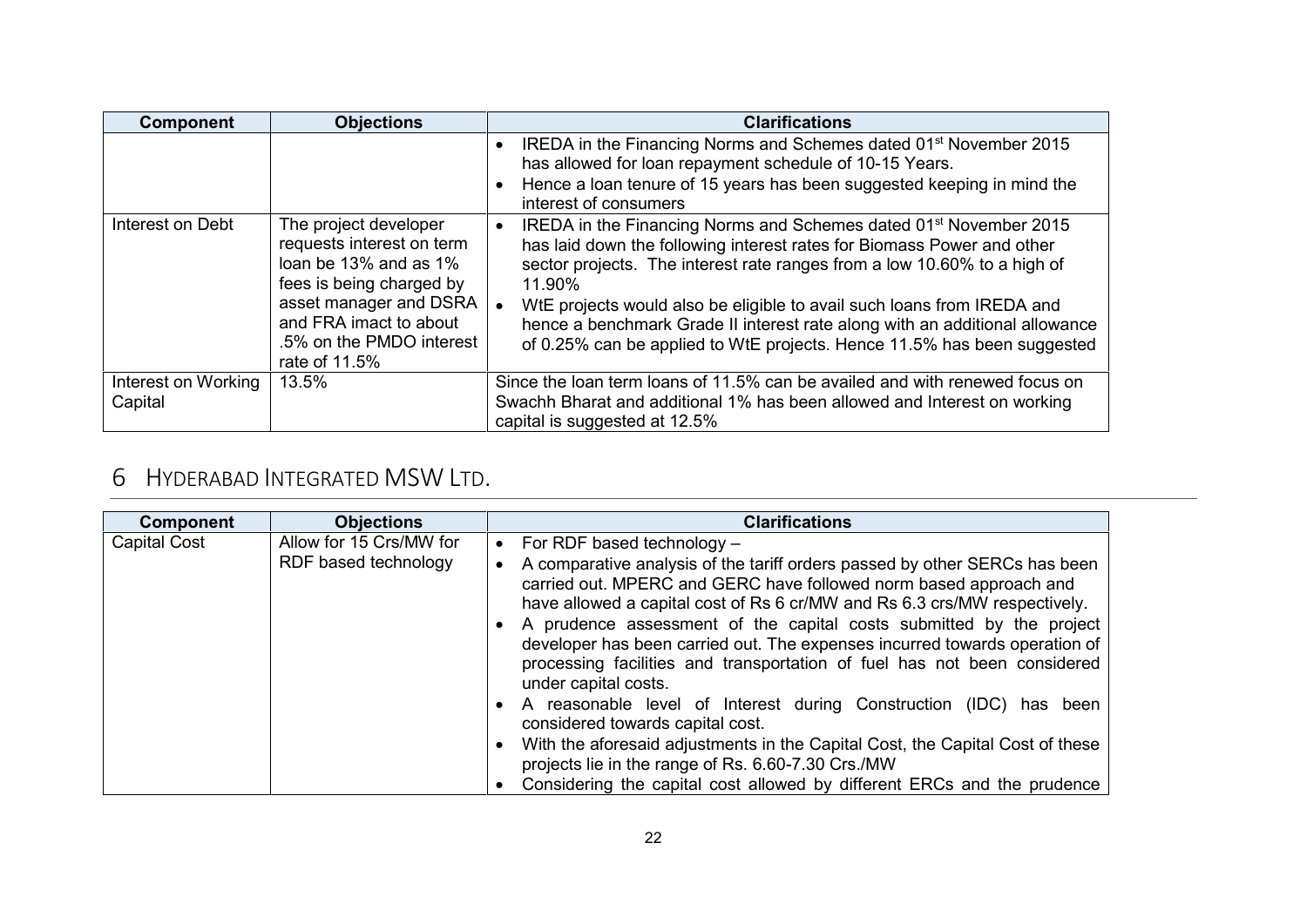| Component | Objections | Clarifications |
|---|---|---|
| | | • IREDA in the Financing Norms and Schemes dated 01st November 2015 has allowed for loan repayment schedule of 10-15 Years.<br>• Hence a loan tenure of 15 years has been suggested keeping in mind the interest of consumers |
| Interest on Debt | The project developer requests interest on term loan be 13% and as 1% fees is being charged by asset manager and DSRA and FRA imact to about .5% on the PMDO interest rate of 11.5% | • IREDA in the Financing Norms and Schemes dated 01st November 2015 has laid down the following interest rates for Biomass Power and other sector projects. The interest rate ranges from a low 10.60% to a high of 11.90%<br>• WtE projects would also be eligible to avail such loans from IREDA and hence a benchmark Grade II interest rate along with an additional allowance of 0.25% can be applied to WtE projects. Hence 11.5% has been suggested |
| Interest on Working Capital | 13.5% | Since the loan term loans of 11.5% can be availed and with renewed focus on Swachh Bharat and additional 1% has been allowed and Interest on working capital is suggested at 12.5% |

# 6 Hyderabad Integrated MSW Ltd.

| Component | Objections | Clarifications |
|---|---|---|
| Capital Cost | Allow for 15 Crs/MW for RDF based technology | • For RDF based technology –<br>• A comparative analysis of the tariff orders passed by other SERCs has been carried out. MPERC and GERC have followed norm based approach and have allowed a capital cost of Rs 6 cr/MW and Rs 6.3 crs/MW respectively.<br>• A prudence assessment of the capital costs submitted by the project developer has been carried out. The expenses incurred towards operation of processing facilities and transportation of fuel has not been considered under capital costs.<br>• A reasonable level of Interest during Construction (IDC) has been considered towards capital cost.<br>• With the aforesaid adjustments in the Capital Cost, the Capital Cost of these projects lie in the range of Rs. 6.60-7.30 Crs./MW<br>• Considering the capital cost allowed by different ERCs and the prudence |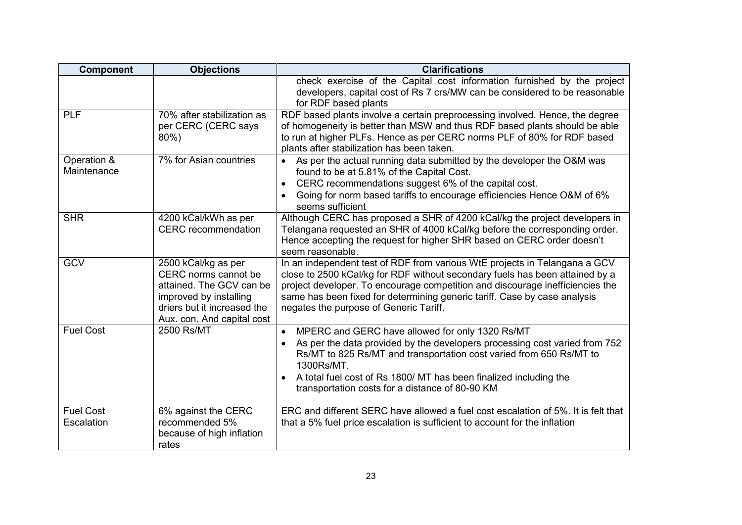| Component | Objections | Clarifications |
| --- | --- | --- |
| | | check exercise of the Capital cost information furnished by the project developers, capital cost of Rs 7 crs/MW can be considered to be reasonable for RDF based plants |
| PLF | 70% after stabilization as per CERC (CERC says 80%) | RDF based plants involve a certain preprocessing involved. Hence, the degree of homogeneity is better than MSW and thus RDF based plants should be able to run at higher PLFs. Hence as per CERC norms PLF of 80% for RDF based plants after stabilization has been taken. |
| Operation & Maintenance | 7% for Asian countries | • As per the actual running data submitted by the developer the O&M was found to be at 5.81% of the Capital Cost.<br>• CERC recommendations suggest 6% of the capital cost.<br>• Going for norm based tariffs to encourage efficiencies Hence O&M of 6% seems sufficient |
| SHR | 4200 kCal/kWh as per CERC recommendation | Although CERC has proposed a SHR of 4200 kCal/kg the project developers in Telangana requested an SHR of 4000 kCal/kg before the corresponding order. Hence accepting the request for higher SHR based on CERC order doesn't seem reasonable. |
| GCV | 2500 kCal/kg as per CERC norms cannot be attained. The GCV can be improved by installing driers but it increased the Aux. con. And capital cost | In an independent test of RDF from various WtE projects in Telangana a GCV close to 2500 kCal/kg for RDF without secondary fuels has been attained by a project developer. To encourage competition and discourage inefficiencies the same has been fixed for determining generic tariff. Case by case analysis negates the purpose of Generic Tariff. |
| Fuel Cost | 2500 Rs/MT | • MPERC and GERC have allowed for only 1320 Rs/MT<br>• As per the data provided by the developers processing cost varied from 752 Rs/MT to 825 Rs/MT and transportation cost varied from 650 Rs/MT to 1300Rs/MT.<br>• A total fuel cost of Rs 1800/ MT has been finalized including the transportation costs for a distance of 80-90 KM |
| Fuel Cost Escalation | 6% against the CERC recommended 5% because of high inflation rates | ERC and different SERC have allowed a fuel cost escalation of 5%. It is felt that that a 5% fuel price escalation is sufficient to account for the inflation |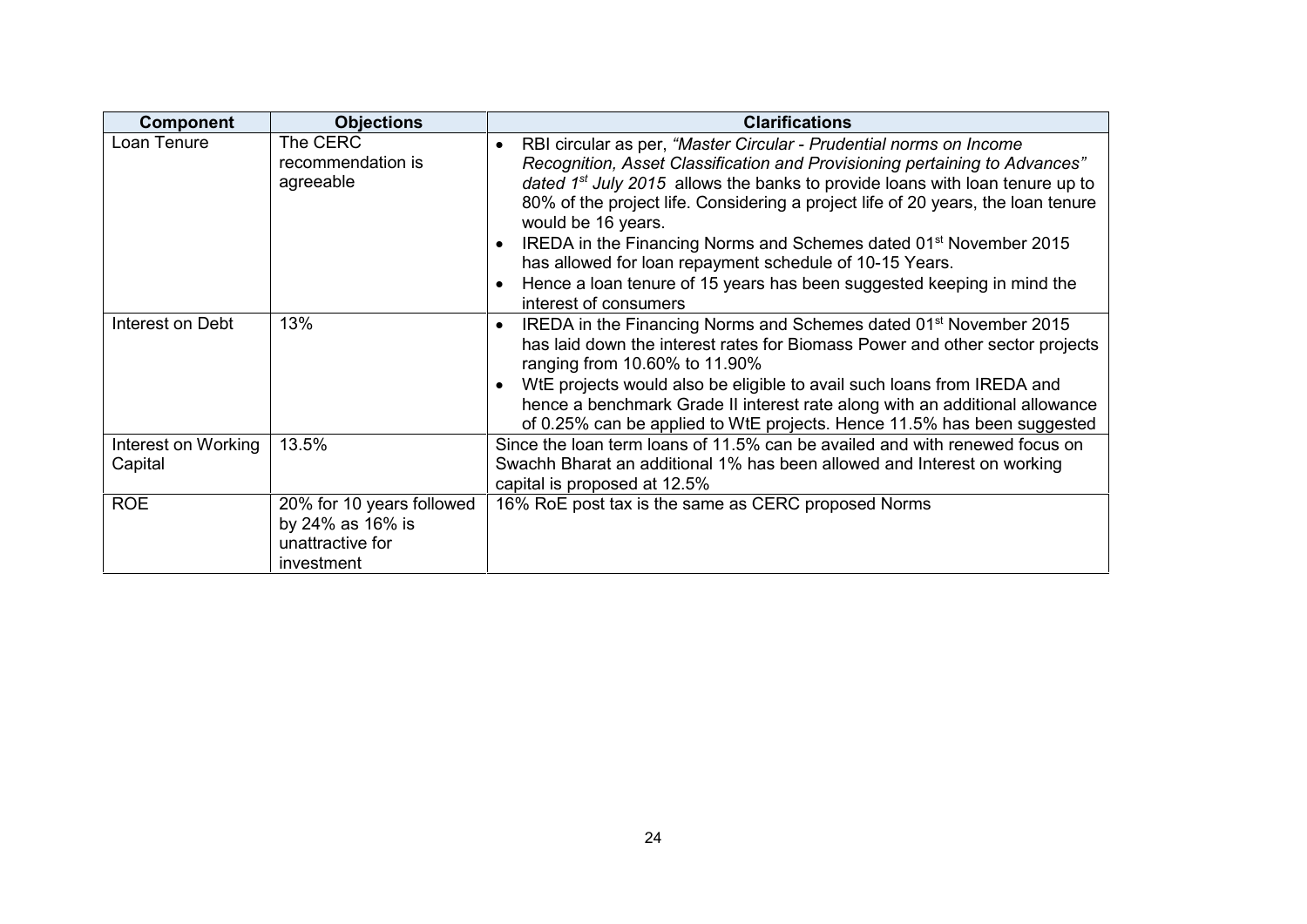| Component | Objections | Clarifications |
|---|---|---|
| Loan Tenure | The CERC recommendation is agreeable | • RBI circular as per, *"Master Circular - Prudential norms on Income Recognition, Asset Classification and Provisioning pertaining to Advances" dated 1st July 2015* allows the banks to provide loans with loan tenure up to 80% of the project life. Considering a project life of 20 years, the loan tenure would be 16 years. • IREDA in the Financing Norms and Schemes dated 01st November 2015 has allowed for loan repayment schedule of 10-15 Years. • Hence a loan tenure of 15 years has been suggested keeping in mind the interest of consumers |
| Interest on Debt | 13% | • IREDA in the Financing Norms and Schemes dated 01st November 2015 has laid down the interest rates for Biomass Power and other sector projects ranging from 10.60% to 11.90% • WtE projects would also be eligible to avail such loans from IREDA and hence a benchmark Grade II interest rate along with an additional allowance of 0.25% can be applied to WtE projects. Hence 11.5% has been suggested |
| Interest on Working Capital | 13.5% | Since the loan term loans of 11.5% can be availed and with renewed focus on Swachh Bharat an additional 1% has been allowed and Interest on working capital is proposed at 12.5% |
| ROE | 20% for 10 years followed by 24% as 16% is unattractive for investment | 16% RoE post tax is the same as CERC proposed Norms |